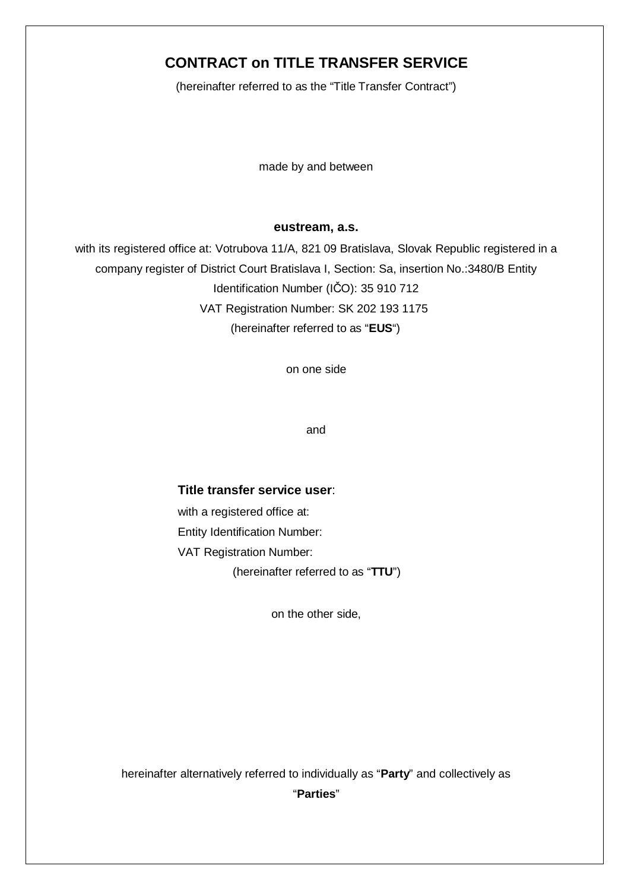# CONTRACT on TITLE TRANSFER SERVICE

(hereinafter referred to as the “Title Transfer Contract”)

made by and between

**eustream, a.s.**

with its registered office at: Votrubova 11/A, 821 09 Bratislava, Slovak Republic registered in a company register of District Court Bratislava I, Section: Sa, insertion No.:3480/B Entity Identification Number (IČO): 35 910 712

VAT Registration Number: SK 202 193 1175

(hereinafter referred to as “**EUS**“)

on one side

and

**Title transfer service user**:

with a registered office at:

Entity Identification Number:

VAT Registration Number:

(hereinafter referred to as “**TTU**”)

on the other side,

hereinafter alternatively referred to individually as “**Party**” and collectively as “**Parties**”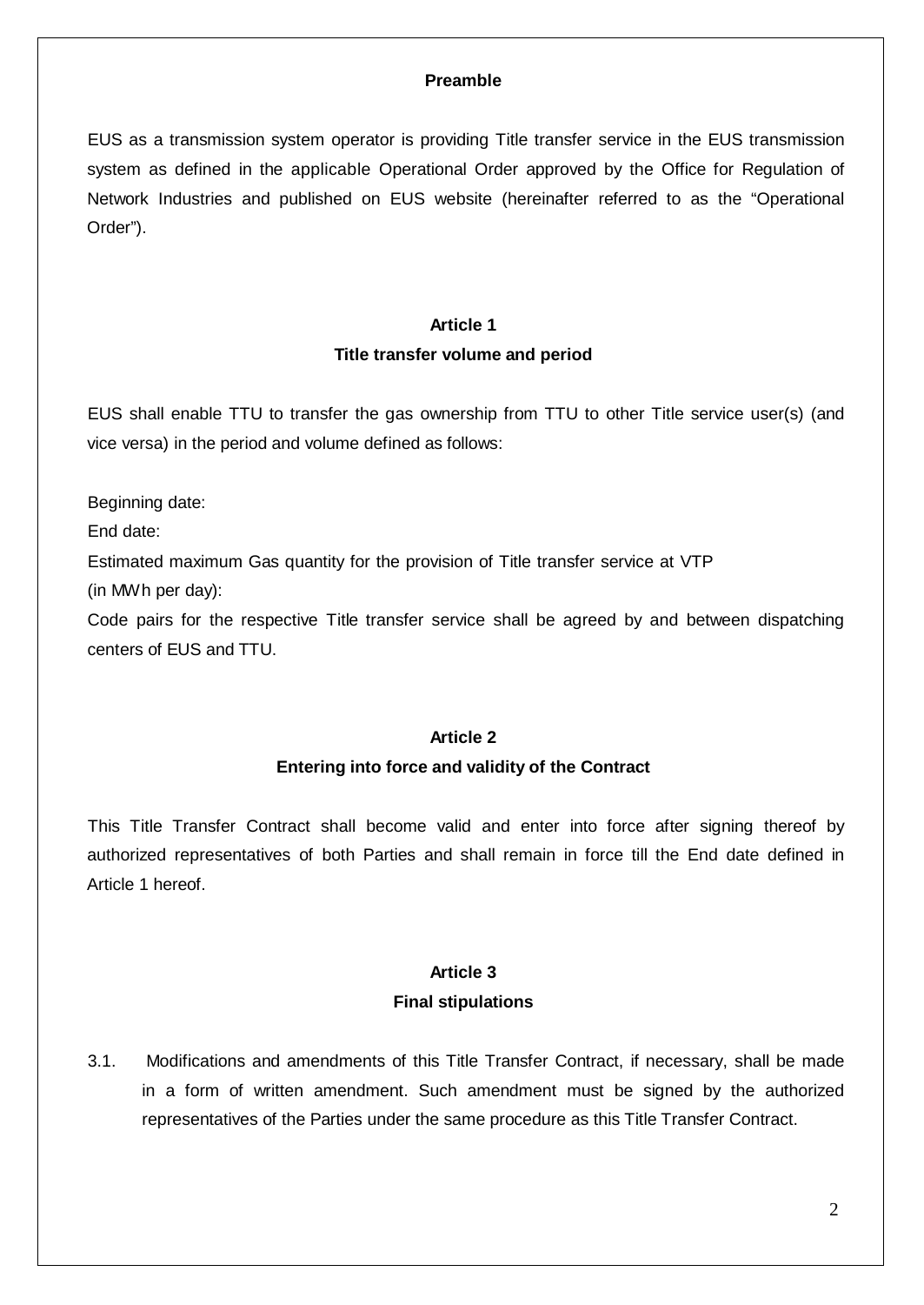**Preamble**

EUS as a transmission system operator is providing Title transfer service in the EUS transmission system as defined in the applicable Operational Order approved by the Office for Regulation of Network Industries and published on EUS website (hereinafter referred to as the "Operational Order").

**Article 1**

**Title transfer volume and period**

EUS shall enable TTU to transfer the gas ownership from TTU to other Title service user(s) (and vice versa) in the period and volume defined as follows:

Beginning date:

End date:

Estimated maximum Gas quantity for the provision of Title transfer service at VTP
(in MWh per day):

Code pairs for the respective Title transfer service shall be agreed by and between dispatching centers of EUS and TTU.

**Article 2**

**Entering into force and validity of the Contract**

This Title Transfer Contract shall become valid and enter into force after signing thereof by authorized representatives of both Parties and shall remain in force till the End date defined in Article 1 hereof.

**Article 3**

**Final stipulations**

3.1. Modifications and amendments of this Title Transfer Contract, if necessary, shall be made in a form of written amendment. Such amendment must be signed by the authorized representatives of the Parties under the same procedure as this Title Transfer Contract.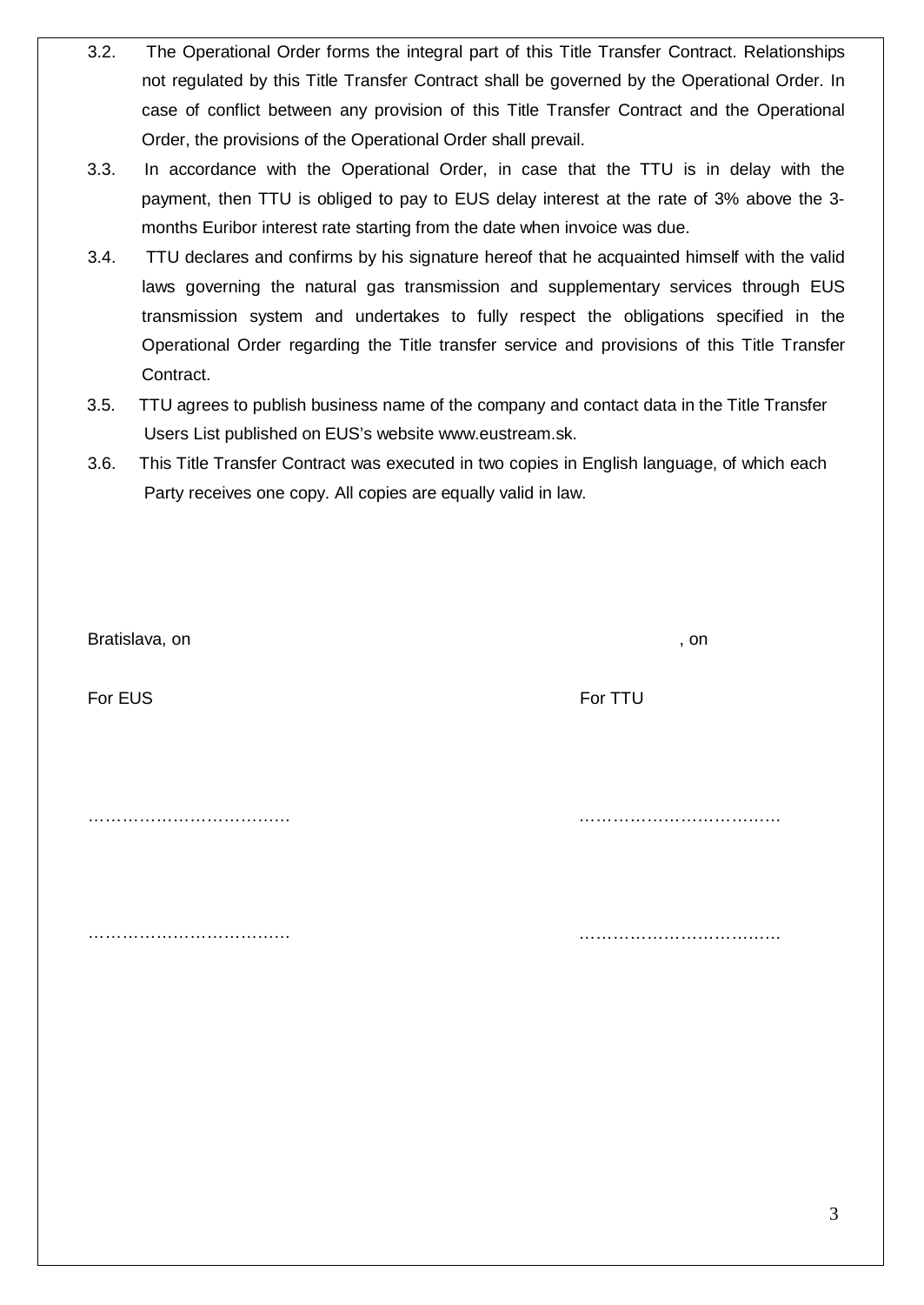3.2. The Operational Order forms the integral part of this Title Transfer Contract. Relationships not regulated by this Title Transfer Contract shall be governed by the Operational Order. In case of conflict between any provision of this Title Transfer Contract and the Operational Order, the provisions of the Operational Order shall prevail.

3.3. In accordance with the Operational Order, in case that the TTU is in delay with the payment, then TTU is obliged to pay to EUS delay interest at the rate of 3% above the 3-months Euribor interest rate starting from the date when invoice was due.

3.4. TTU declares and confirms by his signature hereof that he acquainted himself with the valid laws governing the natural gas transmission and supplementary services through EUS transmission system and undertakes to fully respect the obligations specified in the Operational Order regarding the Title transfer service and provisions of this Title Transfer Contract.

3.5. TTU agrees to publish business name of the company and contact data in the Title Transfer Users List published on EUS's website www.eustream.sk.

3.6. This Title Transfer Contract was executed in two copies in English language, of which each Party receives one copy. All copies are equally valid in law.

Bratislava, on                                                                                    , on

For EUS                                                                                          For TTU

……………………………….                                                                  ……………………………….

……………………………….                                                                  ……………………………….